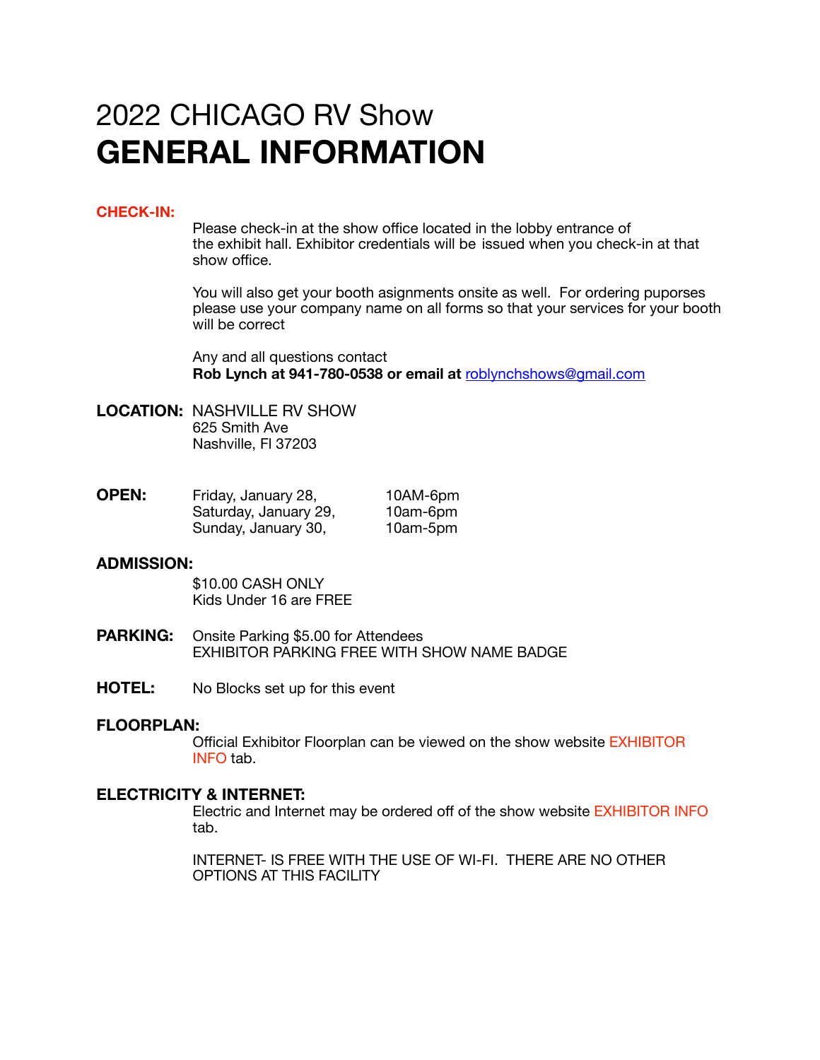# 2022 CHICAGO RV Show
# GENERAL INFORMATION

**CHECK-IN:**

Please check-in at the show office located in the lobby entrance of the exhibit hall. Exhibitor credentials will be issued when you check-in at that show office.

You will also get your booth asignments onsite as well. For ordering puporses please use your company name on all forms so that your services for your booth will be correct

Any and all questions contact
**Rob Lynch at 941-780-0538 or email at** roblynchshows@gmail.com

**LOCATION:** NASHVILLE RV SHOW
625 Smith Ave
Nashville, Fl 37203

**OPEN:**

| | |
|---|---|
| Friday, January 28, | 10AM-6pm |
| Saturday, January 29, | 10am-6pm |
| Sunday, January 30, | 10am-5pm |

**ADMISSION:**

$10.00 CASH ONLY
Kids Under 16 are FREE

**PARKING:** Onsite Parking $5.00 for Attendees
EXHIBITOR PARKING FREE WITH SHOW NAME BADGE

**HOTEL:** No Blocks set up for this event

**FLOORPLAN:**

Official Exhibitor Floorplan can be viewed on the show website EXHIBITOR INFO tab.

**ELECTRICITY & INTERNET:**

Electric and Internet may be ordered off of the show website EXHIBITOR INFO tab.

INTERNET- IS FREE WITH THE USE OF WI-FI. THERE ARE NO OTHER OPTIONS AT THIS FACILITY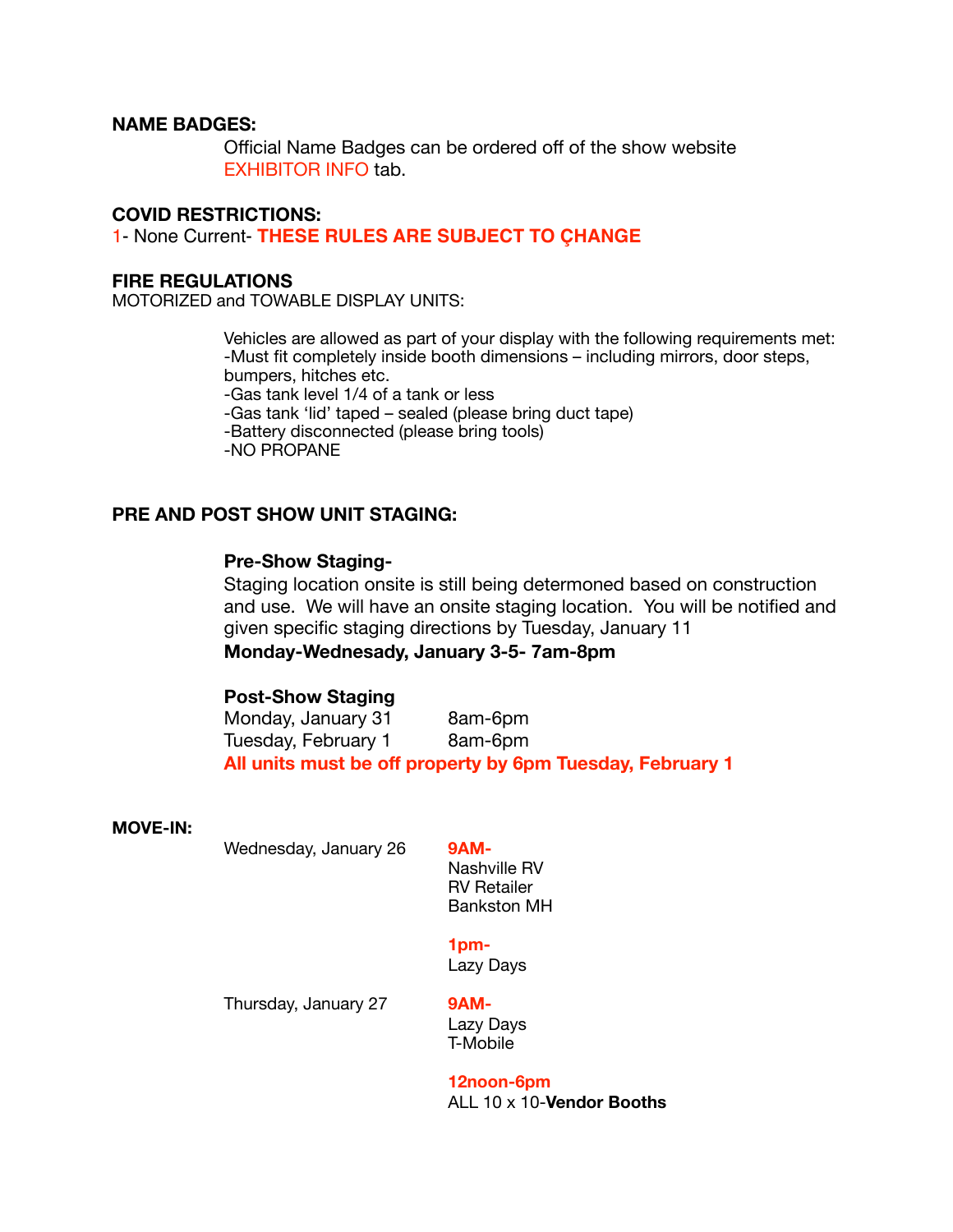**NAME BADGES:**

Official Name Badges can be ordered off of the show website EXHIBITOR INFO tab.

**COVID RESTRICTIONS:**

1- None Current- **THESE RULES ARE SUBJECT TO ÇHANGE**

**FIRE REGULATIONS**

MOTORIZED and TOWABLE DISPLAY UNITS:

Vehicles are allowed as part of your display with the following requirements met:
-Must fit completely inside booth dimensions – including mirrors, door steps, bumpers, hitches etc.
-Gas tank level 1/4 of a tank or less
-Gas tank 'lid' taped – sealed (please bring duct tape)
-Battery disconnected (please bring tools)
-NO PROPANE

**PRE AND POST SHOW UNIT STAGING:**

**Pre-Show Staging-**

Staging location onsite is still being determoned based on construction and use. We will have an onsite staging location. You will be notified and given specific staging directions by Tuesday, January 11

**Monday-Wednesady, January 3-5- 7am-8pm**

**Post-Show Staging**

| | |
|---|---|
| Monday, January 31 | 8am-6pm |
| Tuesday, February 1 | 8am-6pm |

**All units must be off property by 6pm Tuesday, February 1**

**MOVE-IN:**

Wednesday, January 26

**9AM-**
Nashville RV
RV Retailer
Bankston MH

**1pm-**
Lazy Days

Thursday, January 27

**9AM-**
Lazy Days
T-Mobile

**12noon-6pm**
ALL 10 x 10-**Vendor Booths**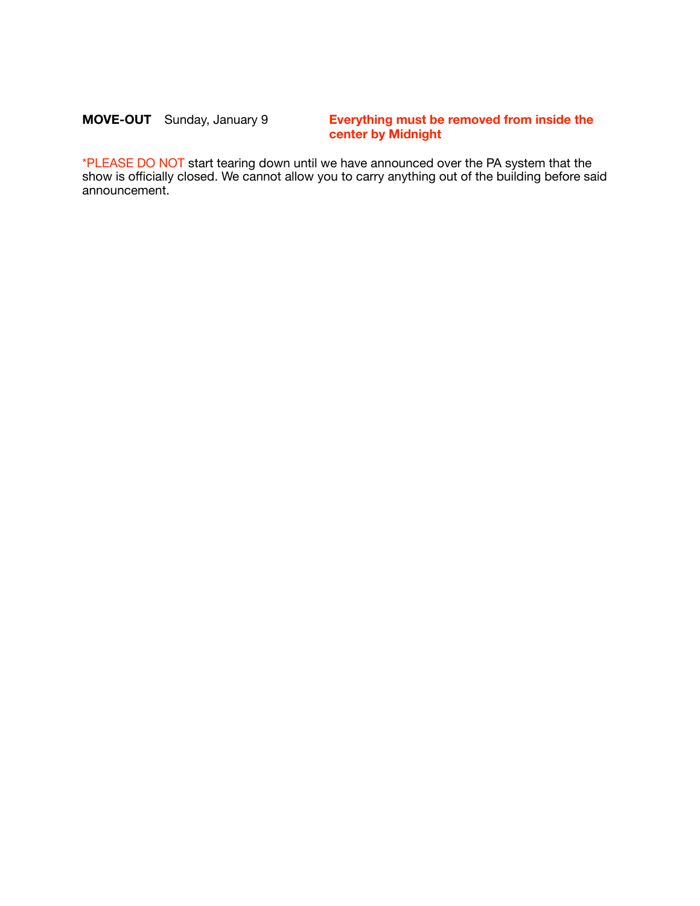**MOVE-OUT** Sunday, January 9 **Everything must be removed from inside the center by Midnight**

*PLEASE DO NOT start tearing down until we have announced over the PA system that the show is officially closed. We cannot allow you to carry anything out of the building before said announcement.